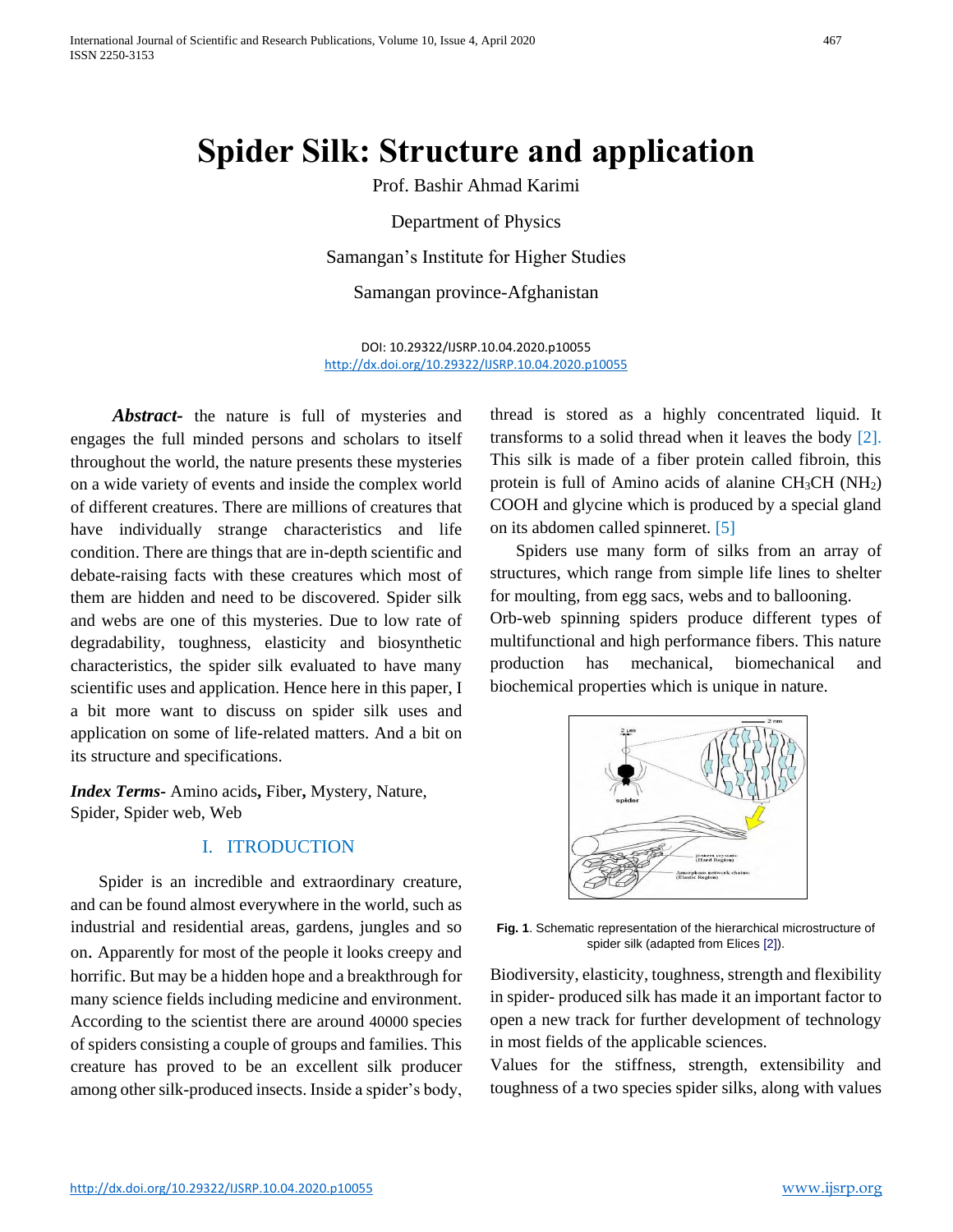# Spider Silk: Structure and application

Prof. Bashir Ahmad Karimi

Department of Physics

Samangan's Institute for Higher Studies

Samangan province-Afghanistan

DOI: 10.29322/IJSRP.10.04.2020.p10055
http://dx.doi.org/10.29322/IJSRP.10.04.2020.p10055

***Abstract-*** the nature is full of mysteries and engages the full minded persons and scholars to itself throughout the world, the nature presents these mysteries on a wide variety of events and inside the complex world of different creatures. There are millions of creatures that have individually strange characteristics and life condition. There are things that are in-depth scientific and debate-raising facts with these creatures which most of them are hidden and need to be discovered. Spider silk and webs are one of this mysteries. Due to low rate of degradability, toughness, elasticity and biosynthetic characteristics, the spider silk evaluated to have many scientific uses and application. Hence here in this paper, I a bit more want to discuss on spider silk uses and application on some of life-related matters. And a bit on its structure and specifications.

***Index Terms-*** Amino acids**,** Fiber**,** Mystery, Nature, Spider, Spider web, Web

## I. ITRODUCTION

Spider is an incredible and extraordinary creature, and can be found almost everywhere in the world, such as industrial and residential areas, gardens, jungles and so on. Apparently for most of the people it looks creepy and horrific. But may be a hidden hope and a breakthrough for many science fields including medicine and environment. According to the scientist there are around 40000 species of spiders consisting a couple of groups and families. This creature has proved to be an excellent silk producer among other silk-produced insects. Inside a spider's body, thread is stored as a highly concentrated liquid. It transforms to a solid thread when it leaves the body [2]. This silk is made of a fiber protein called fibroin, this protein is full of Amino acids of alanine $CH_3CH$ $(NH_2)$ COOH and glycine which is produced by a special gland on its abdomen called spinneret. [5]

Spiders use many form of silks from an array of structures, which range from simple life lines to shelter for moulting, from egg sacs, webs and to ballooning.

Orb-web spinning spiders produce different types of multifunctional and high performance fibers. This nature production has mechanical, biomechanical and biochemical properties which is unique in nature.

**Fig. 1**. Schematic representation of the hierarchical microstructure of spider silk (adapted from Elices [2]).

Biodiversity, elasticity, toughness, strength and flexibility in spider- produced silk has made it an important factor to open a new track for further development of technology in most fields of the applicable sciences.

Values for the stiffness, strength, extensibility and toughness of a two species spider silks, along with values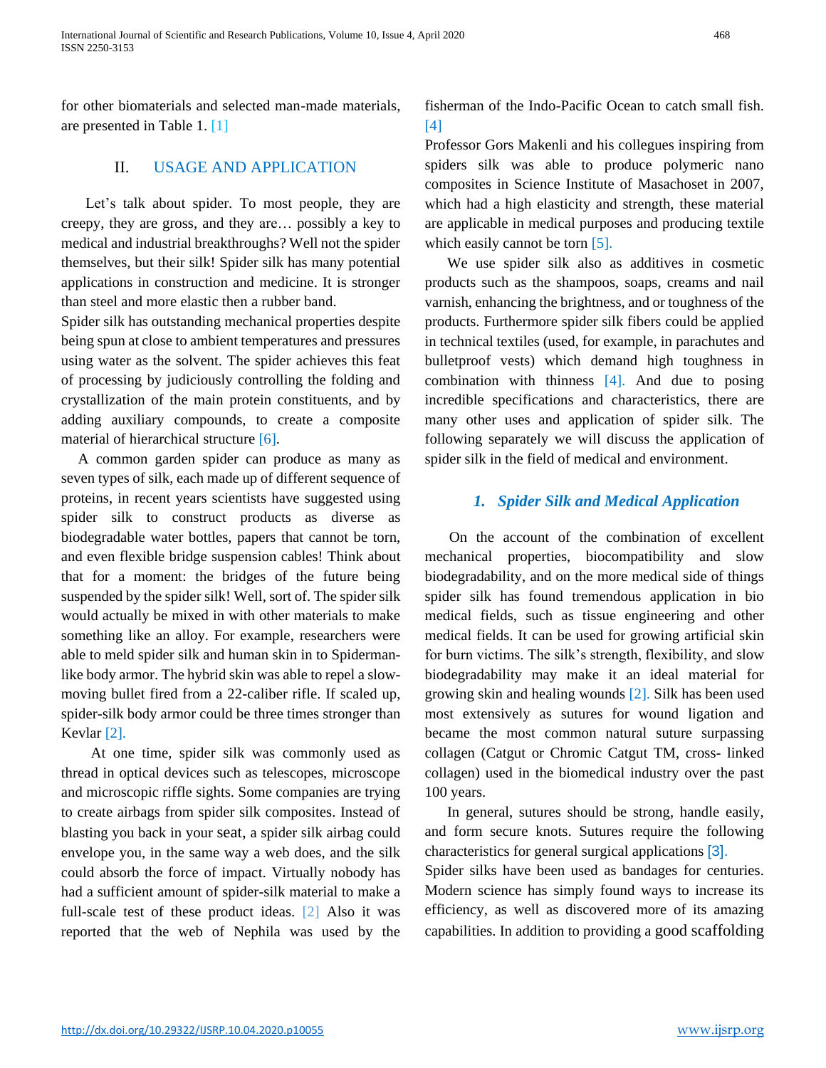for other biomaterials and selected man-made materials, are presented in Table 1. [1]

## II. USAGE AND APPLICATION

Let's talk about spider. To most people, they are creepy, they are gross, and they are… possibly a key to medical and industrial breakthroughs? Well not the spider themselves, but their silk! Spider silk has many potential applications in construction and medicine. It is stronger than steel and more elastic then a rubber band.

Spider silk has outstanding mechanical properties despite being spun at close to ambient temperatures and pressures using water as the solvent. The spider achieves this feat of processing by judiciously controlling the folding and crystallization of the main protein constituents, and by adding auxiliary compounds, to create a composite material of hierarchical structure [6].

A common garden spider can produce as many as seven types of silk, each made up of different sequence of proteins, in recent years scientists have suggested using spider silk to construct products as diverse as biodegradable water bottles, papers that cannot be torn, and even flexible bridge suspension cables! Think about that for a moment: the bridges of the future being suspended by the spider silk! Well, sort of. The spider silk would actually be mixed in with other materials to make something like an alloy. For example, researchers were able to meld spider silk and human skin in to Spiderman-like body armor. The hybrid skin was able to repel a slow-moving bullet fired from a 22-caliber rifle. If scaled up, spider-silk body armor could be three times stronger than Kevlar [2].

At one time, spider silk was commonly used as thread in optical devices such as telescopes, microscope and microscopic riffle sights. Some companies are trying to create airbags from spider silk composites. Instead of blasting you back in your seat, a spider silk airbag could envelope you, in the same way a web does, and the silk could absorb the force of impact. Virtually nobody has had a sufficient amount of spider-silk material to make a full-scale test of these product ideas. [2] Also it was reported that the web of Nephila was used by the fisherman of the Indo-Pacific Ocean to catch small fish. [4]

Professor Gors Makenli and his collegues inspiring from spiders silk was able to produce polymeric nano composites in Science Institute of Masachoset in 2007, which had a high elasticity and strength, these material are applicable in medical purposes and producing textile which easily cannot be torn [5].

We use spider silk also as additives in cosmetic products such as the shampoos, soaps, creams and nail varnish, enhancing the brightness, and or toughness of the products. Furthermore spider silk fibers could be applied in technical textiles (used, for example, in parachutes and bulletproof vests) which demand high toughness in combination with thinness [4]. And due to posing incredible specifications and characteristics, there are many other uses and application of spider silk. The following separately we will discuss the application of spider silk in the field of medical and environment.

### *1. Spider Silk and Medical Application*

On the account of the combination of excellent mechanical properties, biocompatibility and slow biodegradability, and on the more medical side of things spider silk has found tremendous application in bio medical fields, such as tissue engineering and other medical fields. It can be used for growing artificial skin for burn victims. The silk's strength, flexibility, and slow biodegradability may make it an ideal material for growing skin and healing wounds [2]. Silk has been used most extensively as sutures for wound ligation and became the most common natural suture surpassing collagen (Catgut or Chromic Catgut TM, cross- linked collagen) used in the biomedical industry over the past 100 years.

In general, sutures should be strong, handle easily, and form secure knots. Sutures require the following characteristics for general surgical applications [3].

Spider silks have been used as bandages for centuries. Modern science has simply found ways to increase its efficiency, as well as discovered more of its amazing capabilities. In addition to providing a good scaffolding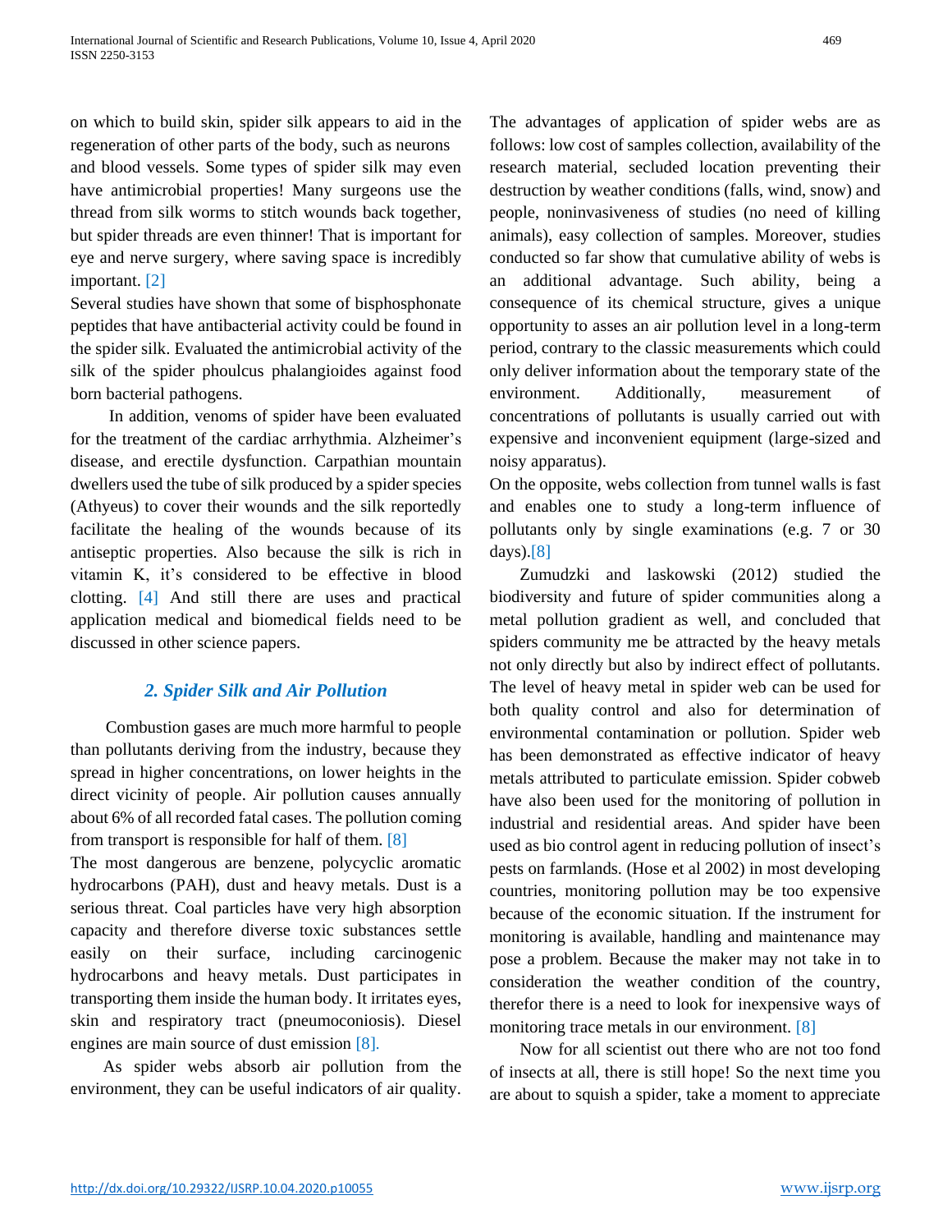on which to build skin, spider silk appears to aid in the regeneration of other parts of the body, such as neurons and blood vessels. Some types of spider silk may even have antimicrobial properties! Many surgeons use the thread from silk worms to stitch wounds back together, but spider threads are even thinner! That is important for eye and nerve surgery, where saving space is incredibly important. [2]

Several studies have shown that some of bisphosphonate peptides that have antibacterial activity could be found in the spider silk. Evaluated the antimicrobial activity of the silk of the spider phoulcus phalangioides against food born bacterial pathogens.

In addition, venoms of spider have been evaluated for the treatment of the cardiac arrhythmia. Alzheimer's disease, and erectile dysfunction. Carpathian mountain dwellers used the tube of silk produced by a spider species (Athyeus) to cover their wounds and the silk reportedly facilitate the healing of the wounds because of its antiseptic properties. Also because the silk is rich in vitamin K, it's considered to be effective in blood clotting. [4] And still there are uses and practical application medical and biomedical fields need to be discussed in other science papers.

## *2. Spider Silk and Air Pollution*

Combustion gases are much more harmful to people than pollutants deriving from the industry, because they spread in higher concentrations, on lower heights in the direct vicinity of people. Air pollution causes annually about 6% of all recorded fatal cases. The pollution coming from transport is responsible for half of them. [8]

The most dangerous are benzene, polycyclic aromatic hydrocarbons (PAH), dust and heavy metals. Dust is a serious threat. Coal particles have very high absorption capacity and therefore diverse toxic substances settle easily on their surface, including carcinogenic hydrocarbons and heavy metals. Dust participates in transporting them inside the human body. It irritates eyes, skin and respiratory tract (pneumoconiosis). Diesel engines are main source of dust emission [8].

As spider webs absorb air pollution from the environment, they can be useful indicators of air quality. The advantages of application of spider webs are as follows: low cost of samples collection, availability of the research material, secluded location preventing their destruction by weather conditions (falls, wind, snow) and people, noninvasiveness of studies (no need of killing animals), easy collection of samples. Moreover, studies conducted so far show that cumulative ability of webs is an additional advantage. Such ability, being a consequence of its chemical structure, gives a unique opportunity to asses an air pollution level in a long-term period, contrary to the classic measurements which could only deliver information about the temporary state of the environment. Additionally, measurement of concentrations of pollutants is usually carried out with expensive and inconvenient equipment (large-sized and noisy apparatus).

On the opposite, webs collection from tunnel walls is fast and enables one to study a long-term influence of pollutants only by single examinations (e.g. 7 or 30 days).[8]

Zumudzki and laskowski (2012) studied the biodiversity and future of spider communities along a metal pollution gradient as well, and concluded that spiders community me be attracted by the heavy metals not only directly but also by indirect effect of pollutants. The level of heavy metal in spider web can be used for both quality control and also for determination of environmental contamination or pollution. Spider web has been demonstrated as effective indicator of heavy metals attributed to particulate emission. Spider cobweb have also been used for the monitoring of pollution in industrial and residential areas. And spider have been used as bio control agent in reducing pollution of insect's pests on farmlands. (Hose et al 2002) in most developing countries, monitoring pollution may be too expensive because of the economic situation. If the instrument for monitoring is available, handling and maintenance may pose a problem. Because the maker may not take in to consideration the weather condition of the country, therefor there is a need to look for inexpensive ways of monitoring trace metals in our environment. [8]

Now for all scientist out there who are not too fond of insects at all, there is still hope! So the next time you are about to squish a spider, take a moment to appreciate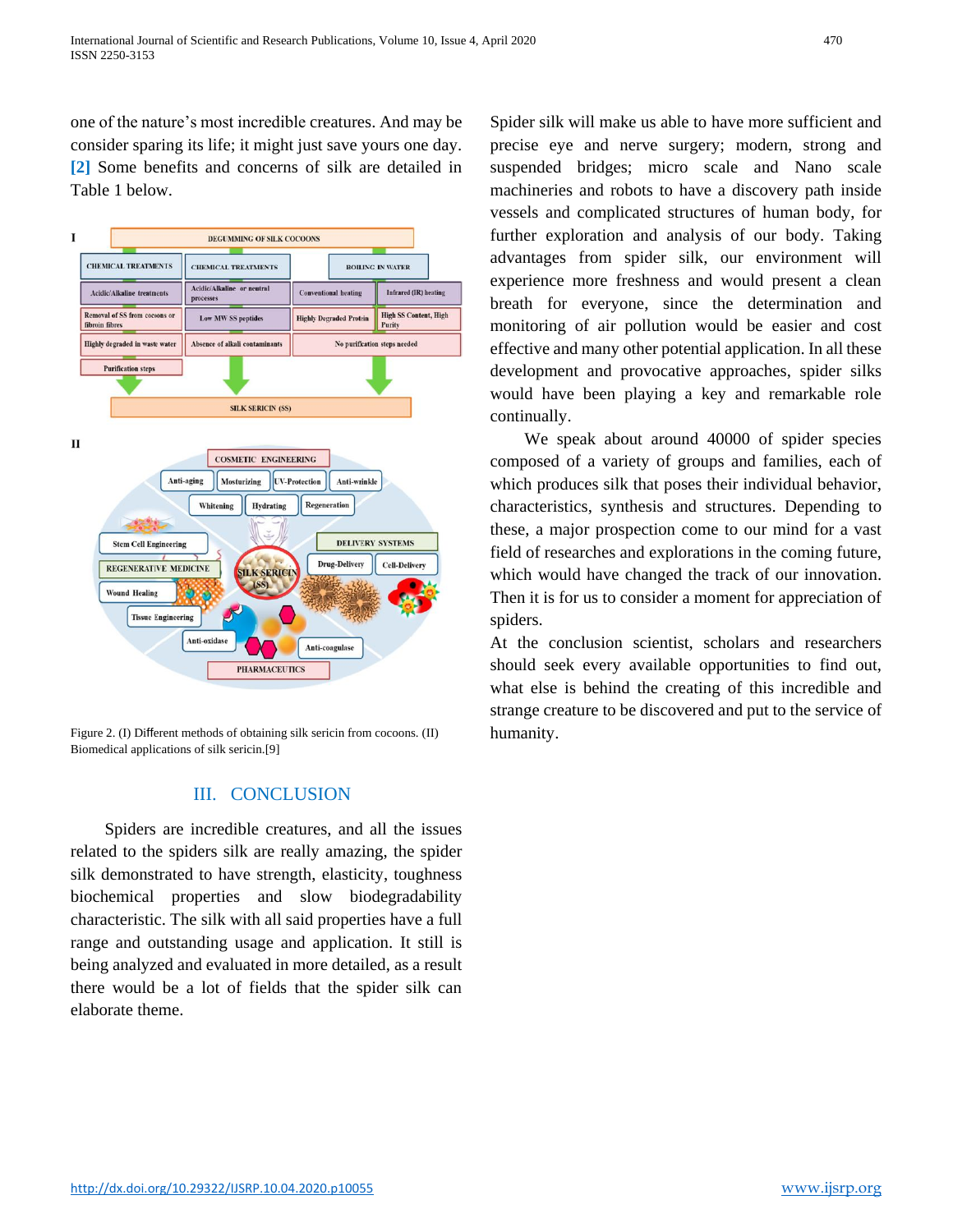one of the nature's most incredible creatures. And may be consider sparing its life; it might just save yours one day. [2] Some benefits and concerns of silk are detailed in Table 1 below.

Figure 2. (I) Different methods of obtaining silk sericin from cocoons. (II) Biomedical applications of silk sericin.[9]

## III. CONCLUSION

Spiders are incredible creatures, and all the issues related to the spiders silk are really amazing, the spider silk demonstrated to have strength, elasticity, toughness biochemical properties and slow biodegradability characteristic. The silk with all said properties have a full range and outstanding usage and application. It still is being analyzed and evaluated in more detailed, as a result there would be a lot of fields that the spider silk can elaborate theme.

Spider silk will make us able to have more sufficient and precise eye and nerve surgery; modern, strong and suspended bridges; micro scale and Nano scale machineries and robots to have a discovery path inside vessels and complicated structures of human body, for further exploration and analysis of our body. Taking advantages from spider silk, our environment will experience more freshness and would present a clean breath for everyone, since the determination and monitoring of air pollution would be easier and cost effective and many other potential application. In all these development and provocative approaches, spider silks would have been playing a key and remarkable role continually.

We speak about around 40000 of spider species composed of a variety of groups and families, each of which produces silk that poses their individual behavior, characteristics, synthesis and structures. Depending to these, a major prospection come to our mind for a vast field of researches and explorations in the coming future, which would have changed the track of our innovation. Then it is for us to consider a moment for appreciation of spiders.

At the conclusion scientist, scholars and researchers should seek every available opportunities to find out, what else is behind the creating of this incredible and strange creature to be discovered and put to the service of humanity.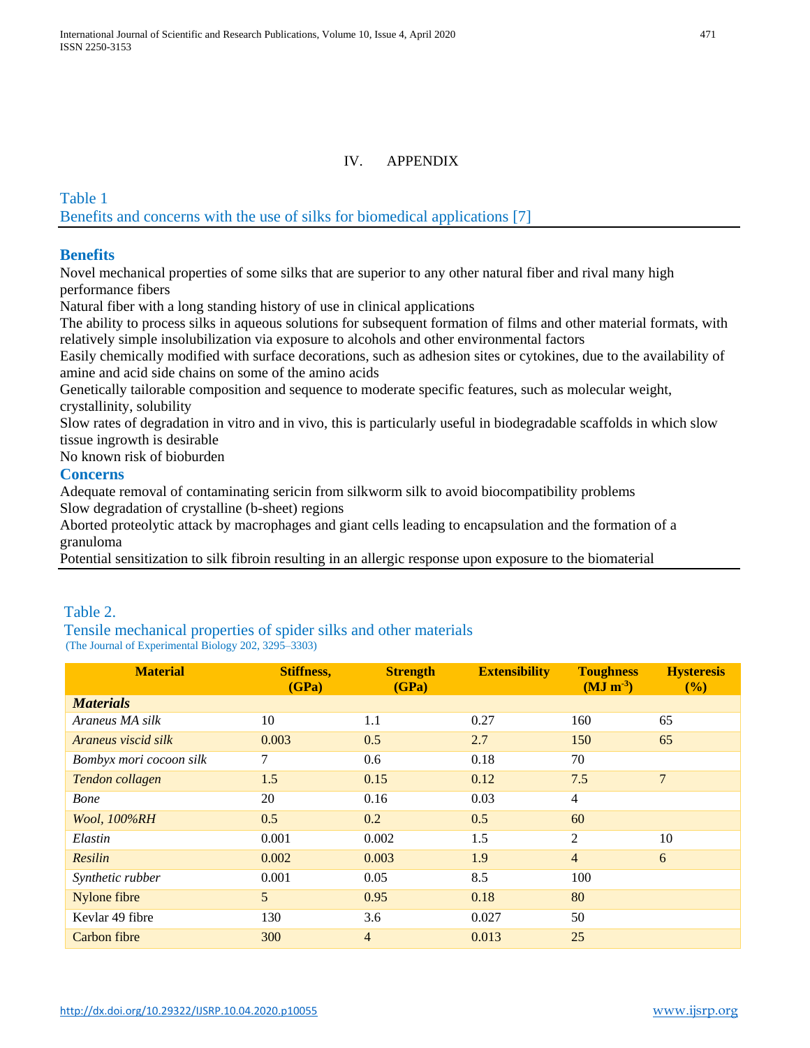# IV. APPENDIX

## Table 1
Benefits and concerns with the use of silks for biomedical applications [7]

### Benefits

Novel mechanical properties of some silks that are superior to any other natural fiber and rival many high performance fibers

Natural fiber with a long standing history of use in clinical applications

The ability to process silks in aqueous solutions for subsequent formation of films and other material formats, with relatively simple insolubilization via exposure to alcohols and other environmental factors

Easily chemically modified with surface decorations, such as adhesion sites or cytokines, due to the availability of amine and acid side chains on some of the amino acids

Genetically tailorable composition and sequence to moderate specific features, such as molecular weight, crystallinity, solubility

Slow rates of degradation in vitro and in vivo, this is particularly useful in biodegradable scaffolds in which slow tissue ingrowth is desirable

No known risk of bioburden

### Concerns

Adequate removal of contaminating sericin from silkworm silk to avoid biocompatibility problems

Slow degradation of crystalline (b-sheet) regions

Aborted proteolytic attack by macrophages and giant cells leading to encapsulation and the formation of a granuloma

Potential sensitization to silk fibroin resulting in an allergic response upon exposure to the biomaterial

## Table 2.
Tensile mechanical properties of spider silks and other materials
(The Journal of Experimental Biology 202, 3295–3303)

| Material | Stiffness, (GPa) | Strength (GPa) | Extensibility | Toughness ($MJ\ m^{-3}$) | Hysteresis (%) |
|---|---|---|---|---|---|
| ***Materials*** | | | | | |
| *Araneus MA silk* | 10 | 1.1 | 0.27 | 160 | 65 |
| *Araneus viscid silk* | 0.003 | 0.5 | 2.7 | 150 | 65 |
| *Bombyx mori cocoon silk* | 7 | 0.6 | 0.18 | 70 | |
| *Tendon collagen* | 1.5 | 0.15 | 0.12 | 7.5 | 7 |
| *Bone* | 20 | 0.16 | 0.03 | 4 | |
| *Wool, 100%RH* | 0.5 | 0.2 | 0.5 | 60 | |
| *Elastin* | 0.001 | 0.002 | 1.5 | 2 | 10 |
| *Resilin* | 0.002 | 0.003 | 1.9 | 4 | 6 |
| *Synthetic rubber* | 0.001 | 0.05 | 8.5 | 100 | |
| Nylone fibre | 5 | 0.95 | 0.18 | 80 | |
| Kevlar 49 fibre | 130 | 3.6 | 0.027 | 50 | |
| Carbon fibre | 300 | 4 | 0.013 | 25 | |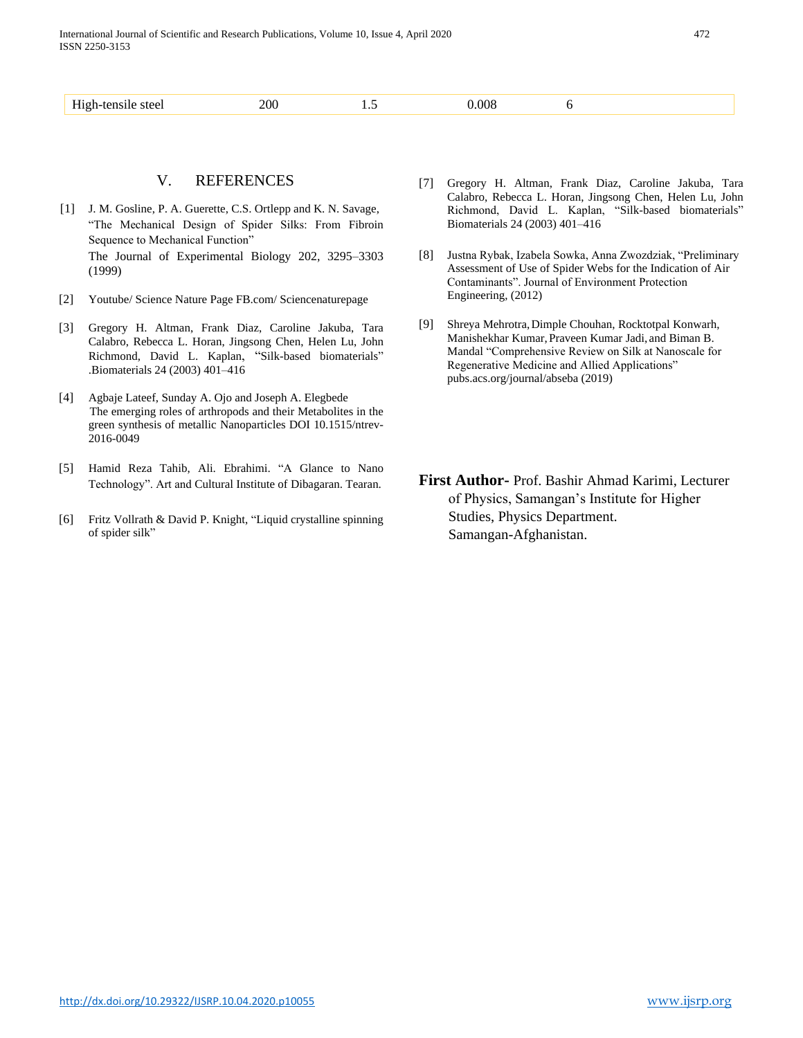| High-tensile steel | 200 | 1.5 | 0.008 | 6 |
|---|---|---|---|---|

## V. REFERENCES

[1] J. M. Gosline, P. A. Guerette, C.S. Ortlepp and K. N. Savage, "The Mechanical Design of Spider Silks: From Fibroin Sequence to Mechanical Function" The Journal of Experimental Biology 202, 3295–3303 (1999)

[2] Youtube/ Science Nature Page FB.com/ Sciencenaturepage

[3] Gregory H. Altman, Frank Diaz, Caroline Jakuba, Tara Calabro, Rebecca L. Horan, Jingsong Chen, Helen Lu, John Richmond, David L. Kaplan, "Silk-based biomaterials" .Biomaterials 24 (2003) 401–416

[4] Agbaje Lateef, Sunday A. Ojo and Joseph A. Elegbede The emerging roles of arthropods and their Metabolites in the green synthesis of metallic Nanoparticles DOI 10.1515/ntrev-2016-0049

[5] Hamid Reza Tahib, Ali. Ebrahimi. "A Glance to Nano Technology". Art and Cultural Institute of Dibagaran. Tearan.

[6] Fritz Vollrath & David P. Knight, "Liquid crystalline spinning of spider silk"

[7] Gregory H. Altman, Frank Diaz, Caroline Jakuba, Tara Calabro, Rebecca L. Horan, Jingsong Chen, Helen Lu, John Richmond, David L. Kaplan, "Silk-based biomaterials" Biomaterials 24 (2003) 401–416

[8] Justna Rybak, Izabela Sowka, Anna Zwozdziak, "Preliminary Assessment of Use of Spider Webs for the Indication of Air Contaminants". Journal of Environment Protection Engineering, (2012)

[9] Shreya Mehrotra, Dimple Chouhan, Rocktotpal Konwarh, Manishekhar Kumar, Praveen Kumar Jadi, and Biman B. Mandal "Comprehensive Review on Silk at Nanoscale for Regenerative Medicine and Allied Applications" pubs.acs.org/journal/abseba (2019)

**First Author-** Prof. Bashir Ahmad Karimi, Lecturer of Physics, Samangan's Institute for Higher Studies, Physics Department. Samangan-Afghanistan.